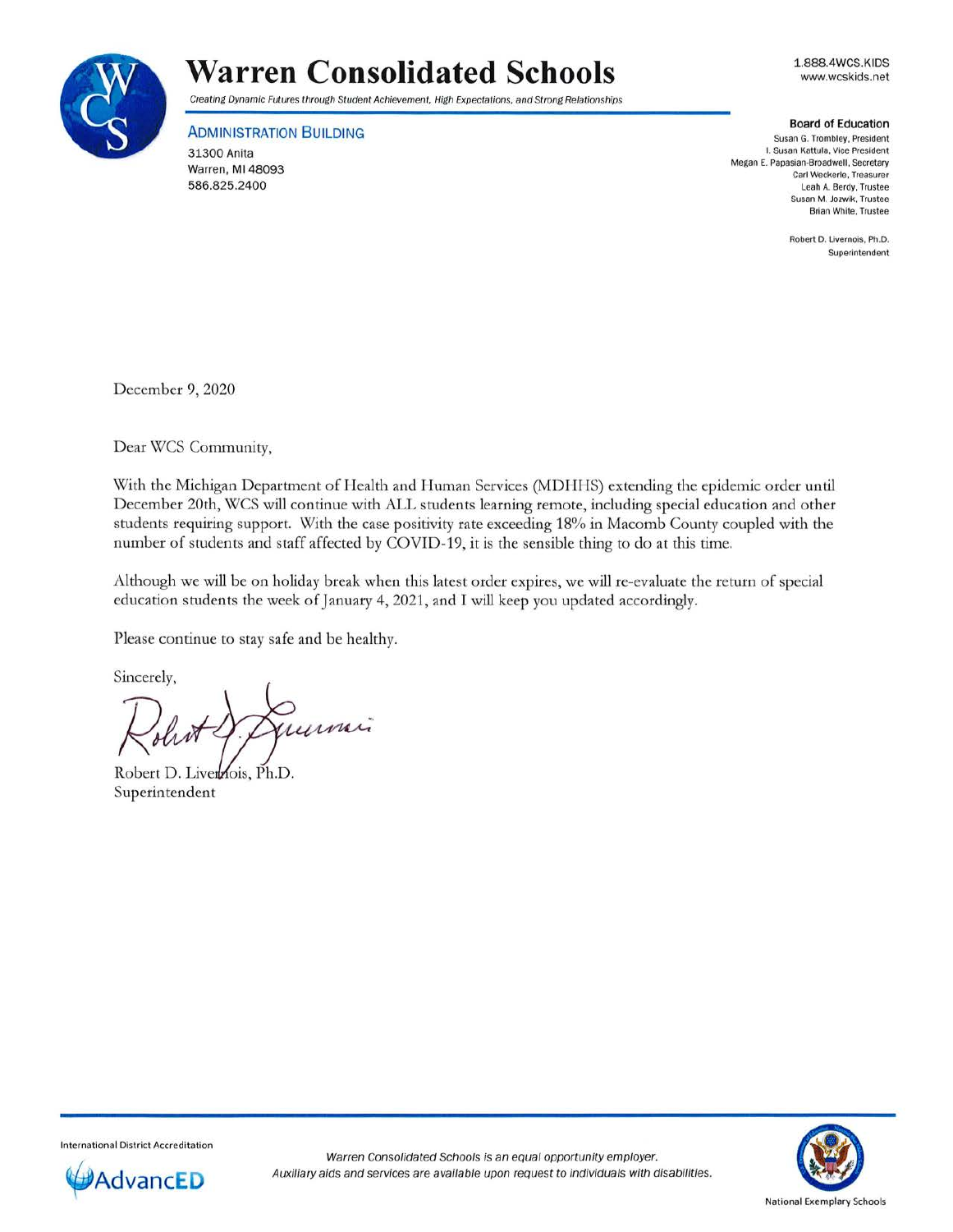# Warren Consolidated Schools

*Creating Dynamic Futures through Student Achievement, High Expectations, and Strong Relationships*

1.888.4WCS.KIDS
www.wcskids.net

**ADMINISTRATION BUILDING**
31300 Anita
Warren, MI 48093
586.825.2400

**Board of Education**
Susan G. Trombley, President
I. Susan Kattula, Vice President
Megan E. Papasian-Broadwell, Secretary
Carl Weckerle, Treasurer
Leah A. Berdy, Trustee
Susan M. Jozwik, Trustee
Brian White, Trustee

Robert D. Livernois, Ph.D.
Superintendent

December 9, 2020

Dear WCS Community,

With the Michigan Department of Health and Human Services (MDHHS) extending the epidemic order until December 20th, WCS will continue with ALL students learning remote, including special education and other students requiring support. With the case positivity rate exceeding 18% in Macomb County coupled with the number of students and staff affected by COVID-19, it is the sensible thing to do at this time.

Although we will be on holiday break when this latest order expires, we will re-evaluate the return of special education students the week of January 4, 2021, and I will keep you updated accordingly.

Please continue to stay safe and be healthy.

Sincerely,

Robert D. Livernois, Ph.D.
Superintendent

International District Accreditation
AdvancED

*Warren Consolidated Schools is an equal opportunity employer.*
*Auxiliary aids and services are available upon request to individuals with disabilities.*

National Exemplary Schools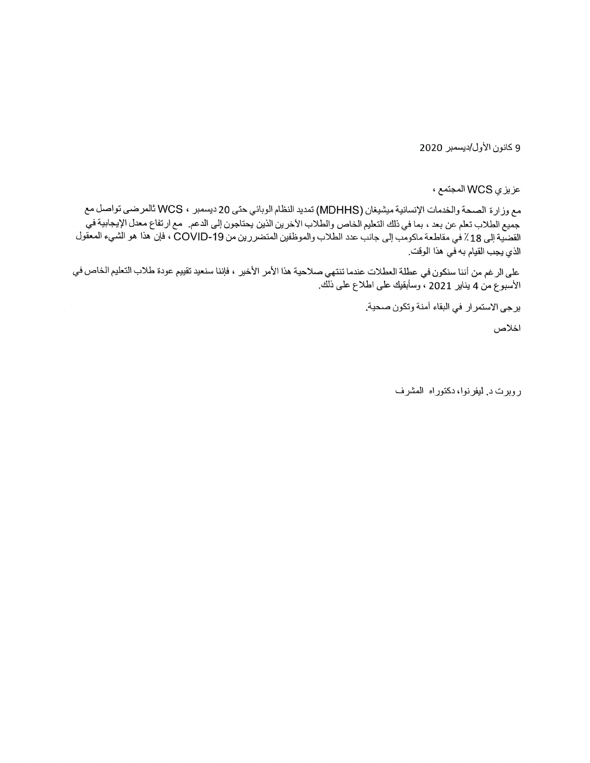9 كانون الأول/ديسمبر 2020

عزيزي WCS المجتمع ،

مع وزارة الصحة والخدمات الإنسانية ميشيغان (MDHHS) تمديد النظام الوبائي حتى 20 ديسمبر ، WCS ثالمرضى تواصل مع جميع الطلاب تعلم عن بعد ، بما في ذلك التعليم الخاص والطلاب الآخرين الذين يحتاجون إلى الدعم. مع ارتفاع معدل الإيجابية في القضية إلى 18٪ في مقاطعة ماكومب إلى جانب عدد الطلاب والموظفين المتضررين من COVID-19 ، فإن هذا هو الشيء المعقول الذي يجب القيام به في هذا الوقت.

على الرغم من أننا سنكون في عطلة العطلات عندما تنتهي صلاحية هذا الأمر الأخير ، فإننا سنعيد تقييم عودة طلاب التعليم الخاص في الأسبوع من 4 يناير 2021 ، وسأبقيك على اطلاع على ذلك.

يرجى الاستمرار في البقاء آمنة وتكون صحية.

اخلاص

روبرت د. ليفرنوا، دكتوراه المشرف